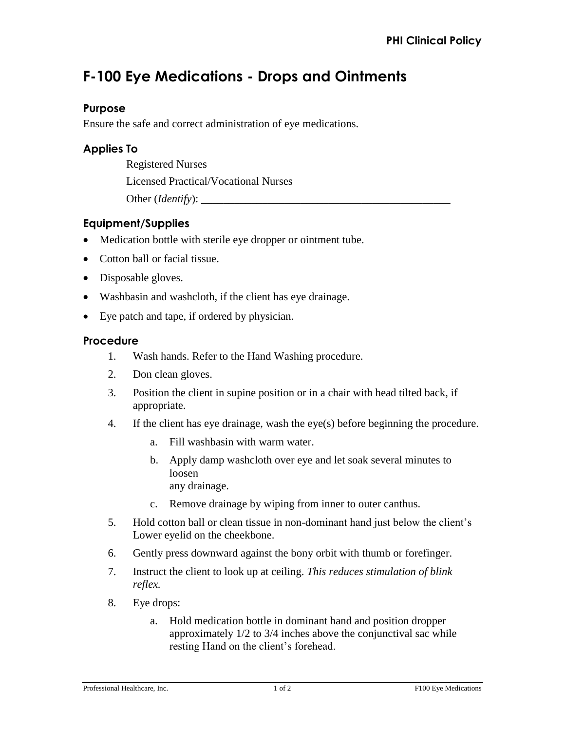# F-100 Eye Medications - Drops and Ointments

## Purpose

Ensure the safe and correct administration of eye medications.

## Applies To

Registered Nurses

Licensed Practical/Vocational Nurses

Other (*Identify*): _______________________________________________

## Equipment/Supplies

- Medication bottle with sterile eye dropper or ointment tube.
- Cotton ball or facial tissue.
- Disposable gloves.
- Washbasin and washcloth, if the client has eye drainage.
- Eye patch and tape, if ordered by physician.

## Procedure

1. Wash hands. Refer to the Hand Washing procedure.
2. Don clean gloves.
3. Position the client in supine position or in a chair with head tilted back, if appropriate.
4. If the client has eye drainage, wash the eye(s) before beginning the procedure.
   a. Fill washbasin with warm water.
   b. Apply damp washcloth over eye and let soak several minutes to loosen any drainage.
   c. Remove drainage by wiping from inner to outer canthus.
5. Hold cotton ball or clean tissue in non-dominant hand just below the client's Lower eyelid on the cheekbone.
6. Gently press downward against the bony orbit with thumb or forefinger.
7. Instruct the client to look up at ceiling. *This reduces stimulation of blink reflex.*
8. Eye drops:
   a. Hold medication bottle in dominant hand and position dropper approximately 1/2 to 3/4 inches above the conjunctival sac while resting Hand on the client's forehead.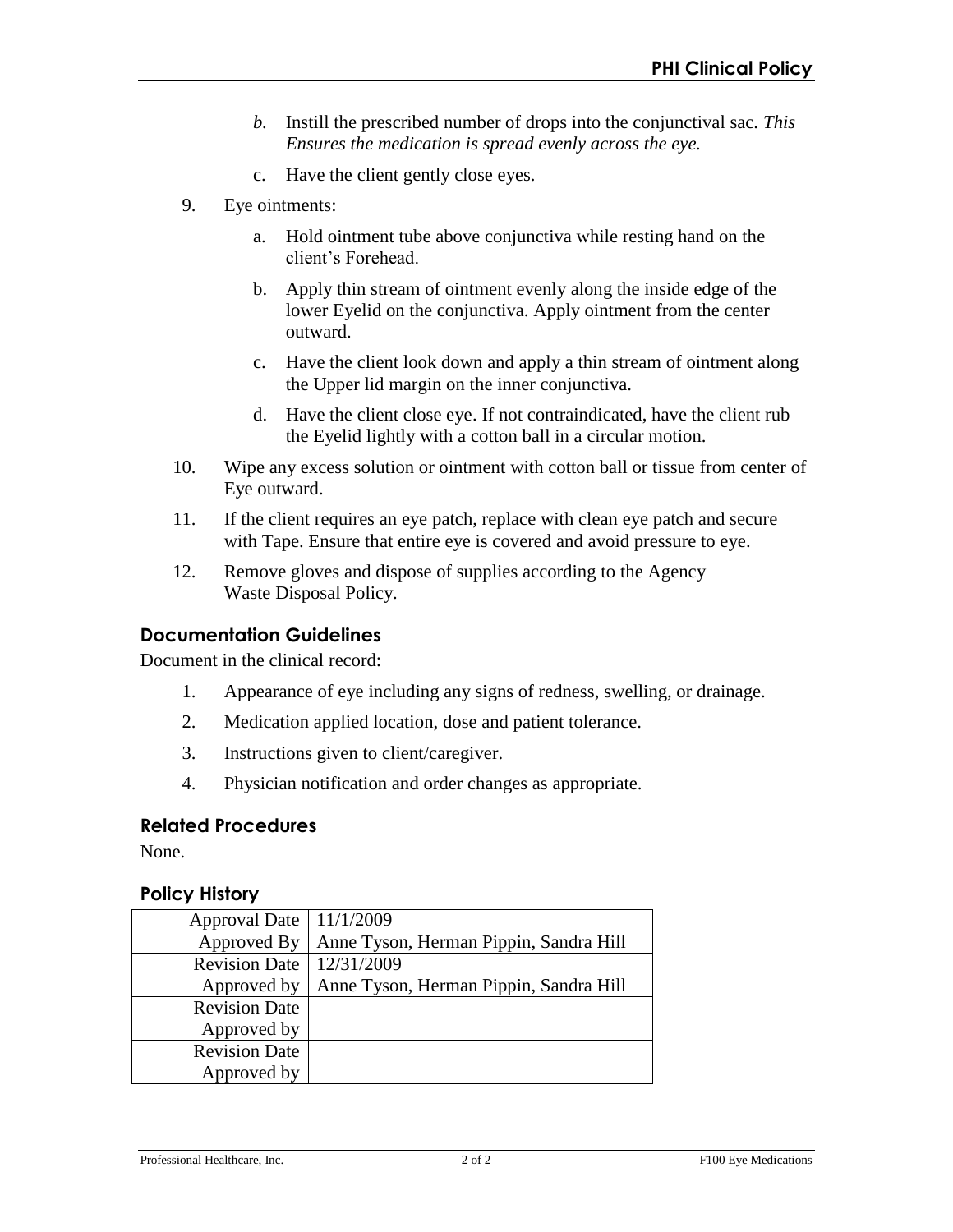*b.* Instill the prescribed number of drops into the conjunctival sac. *This Ensures the medication is spread evenly across the eye.*

c. Have the client gently close eyes.

9. Eye ointments:

    a. Hold ointment tube above conjunctiva while resting hand on the client's Forehead.

    b. Apply thin stream of ointment evenly along the inside edge of the lower Eyelid on the conjunctiva. Apply ointment from the center outward.

    c. Have the client look down and apply a thin stream of ointment along the Upper lid margin on the inner conjunctiva.

    d. Have the client close eye. If not contraindicated, have the client rub the Eyelid lightly with a cotton ball in a circular motion.

10. Wipe any excess solution or ointment with cotton ball or tissue from center of Eye outward.

11. If the client requires an eye patch, replace with clean eye patch and secure with Tape. Ensure that entire eye is covered and avoid pressure to eye.

12. Remove gloves and dispose of supplies according to the Agency Waste Disposal Policy.

## Documentation Guidelines

Document in the clinical record:

1. Appearance of eye including any signs of redness, swelling, or drainage.
2. Medication applied location, dose and patient tolerance.
3. Instructions given to client/caregiver.
4. Physician notification and order changes as appropriate.

## Related Procedures

None.

## Policy History

| | |
|---|---|
| Approval Date | 11/1/2009 |
| Approved By | Anne Tyson, Herman Pippin, Sandra Hill |
| Revision Date | 12/31/2009 |
| Approved by | Anne Tyson, Herman Pippin, Sandra Hill |
| Revision Date | |
| Approved by | |
| Revision Date | |
| Approved by | |